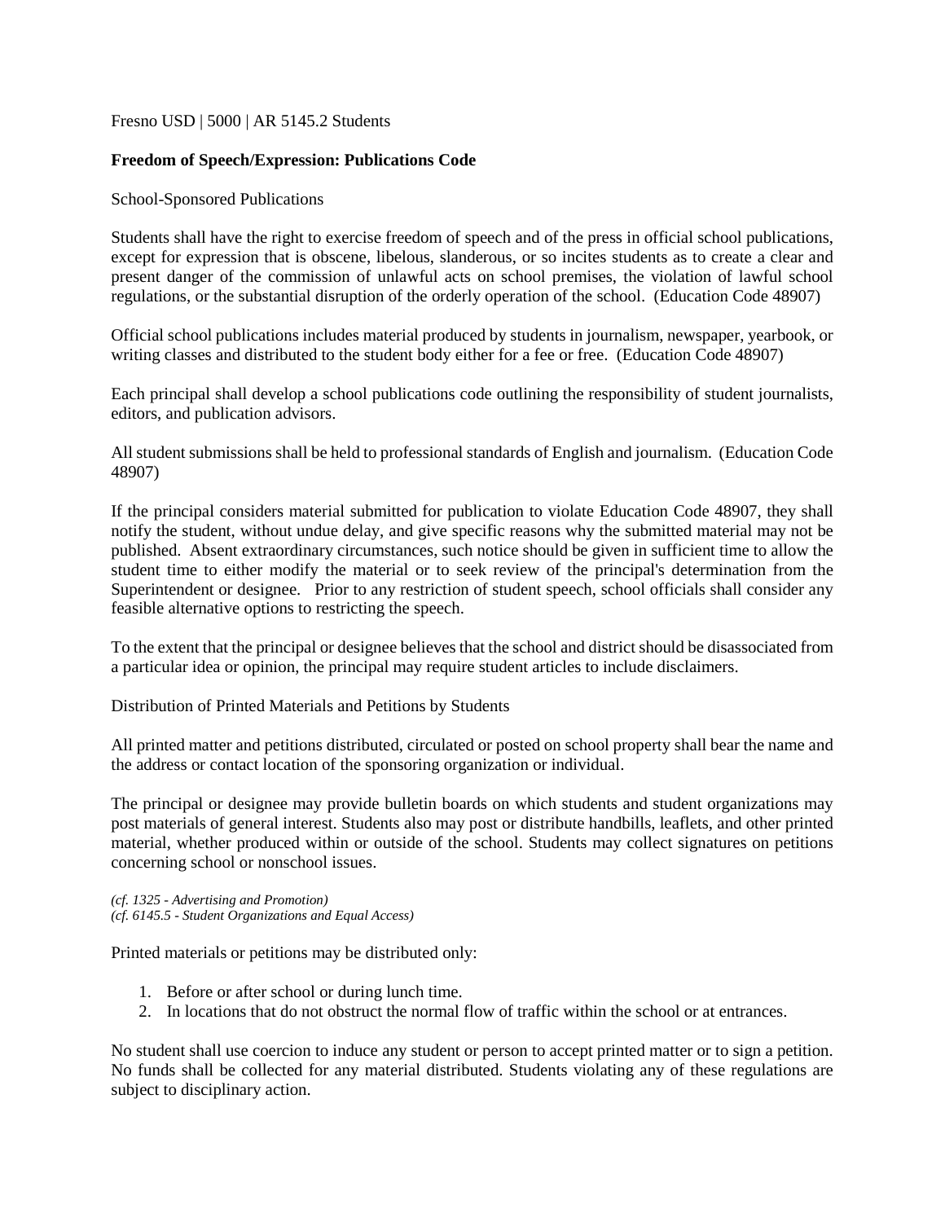Fresno USD | 5000 | AR 5145.2 Students

**Freedom of Speech/Expression: Publications Code**

School-Sponsored Publications

Students shall have the right to exercise freedom of speech and of the press in official school publications, except for expression that is obscene, libelous, slanderous, or so incites students as to create a clear and present danger of the commission of unlawful acts on school premises, the violation of lawful school regulations, or the substantial disruption of the orderly operation of the school. (Education Code 48907)

Official school publications includes material produced by students in journalism, newspaper, yearbook, or writing classes and distributed to the student body either for a fee or free. (Education Code 48907)

Each principal shall develop a school publications code outlining the responsibility of student journalists, editors, and publication advisors.

All student submissions shall be held to professional standards of English and journalism. (Education Code 48907)

If the principal considers material submitted for publication to violate Education Code 48907, they shall notify the student, without undue delay, and give specific reasons why the submitted material may not be published. Absent extraordinary circumstances, such notice should be given in sufficient time to allow the student time to either modify the material or to seek review of the principal's determination from the Superintendent or designee. Prior to any restriction of student speech, school officials shall consider any feasible alternative options to restricting the speech.

To the extent that the principal or designee believes that the school and district should be disassociated from a particular idea or opinion, the principal may require student articles to include disclaimers.

Distribution of Printed Materials and Petitions by Students

All printed matter and petitions distributed, circulated or posted on school property shall bear the name and the address or contact location of the sponsoring organization or individual.

The principal or designee may provide bulletin boards on which students and student organizations may post materials of general interest. Students also may post or distribute handbills, leaflets, and other printed material, whether produced within or outside of the school. Students may collect signatures on petitions concerning school or nonschool issues.

*(cf. 1325 - Advertising and Promotion)*
*(cf. 6145.5 - Student Organizations and Equal Access)*

Printed materials or petitions may be distributed only:

1. Before or after school or during lunch time.
2. In locations that do not obstruct the normal flow of traffic within the school or at entrances.

No student shall use coercion to induce any student or person to accept printed matter or to sign a petition. No funds shall be collected for any material distributed. Students violating any of these regulations are subject to disciplinary action.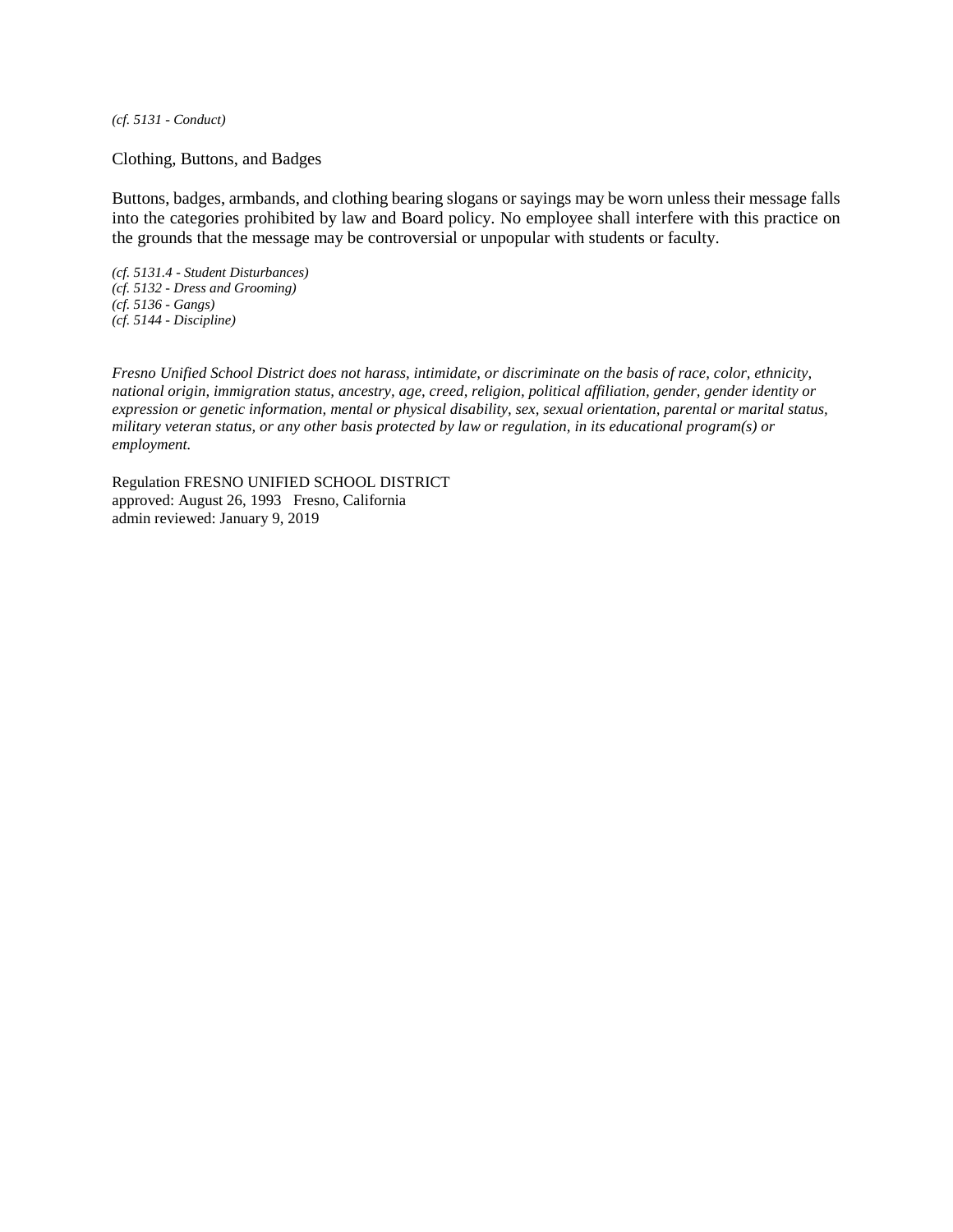*(cf. 5131 - Conduct)*

Clothing, Buttons, and Badges

Buttons, badges, armbands, and clothing bearing slogans or sayings may be worn unless their message falls into the categories prohibited by law and Board policy. No employee shall interfere with this practice on the grounds that the message may be controversial or unpopular with students or faculty.

*(cf. 5131.4 - Student Disturbances)*
*(cf. 5132 - Dress and Grooming)*
*(cf. 5136 - Gangs)*
*(cf. 5144 - Discipline)*

*Fresno Unified School District does not harass, intimidate, or discriminate on the basis of race, color, ethnicity, national origin, immigration status, ancestry, age, creed, religion, political affiliation, gender, gender identity or expression or genetic information, mental or physical disability, sex, sexual orientation, parental or marital status, military veteran status, or any other basis protected by law or regulation, in its educational program(s) or employment.*

Regulation FRESNO UNIFIED SCHOOL DISTRICT
approved: August 26, 1993 Fresno, California
admin reviewed: January 9, 2019